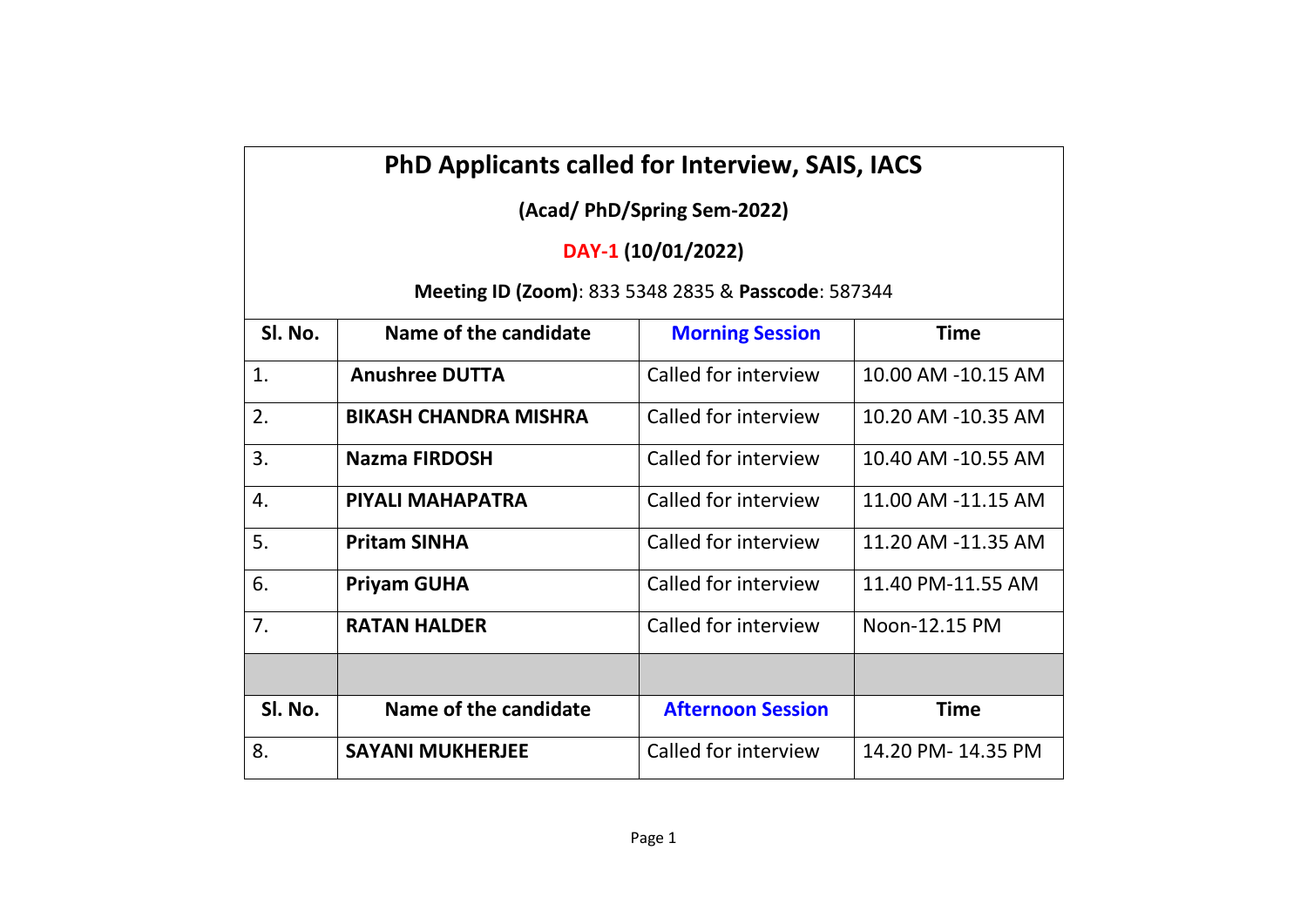# PhD Applicants called for Interview, SAIS, IACS

**(Acad/ PhD/Spring Sem-2022)**

**DAY-1 (10/01/2022)**

**Meeting ID (Zoom)**: 833 5348 2835 & **Passcode**: 587344

| Sl. No. | Name of the candidate | Morning Session | Time |
|---|---|---|---|
| 1. | **Anushree DUTTA** | Called for interview | 10.00 AM -10.15 AM |
| 2. | **BIKASH CHANDRA MISHRA** | Called for interview | 10.20 AM -10.35 AM |
| 3. | **Nazma FIRDOSH** | Called for interview | 10.40 AM -10.55 AM |
| 4. | **PIYALI MAHAPATRA** | Called for interview | 11.00 AM -11.15 AM |
| 5. | **Pritam SINHA** | Called for interview | 11.20 AM -11.35 AM |
| 6. | **Priyam GUHA** | Called for interview | 11.40 PM-11.55 AM |
| 7. | **RATAN HALDER** | Called for interview | Noon-12.15 PM |
| | | | |
| **Sl. No.** | **Name of the candidate** | **Afternoon Session** | **Time** |
| 8. | **SAYANI MUKHERJEE** | Called for interview | 14.20 PM- 14.35 PM |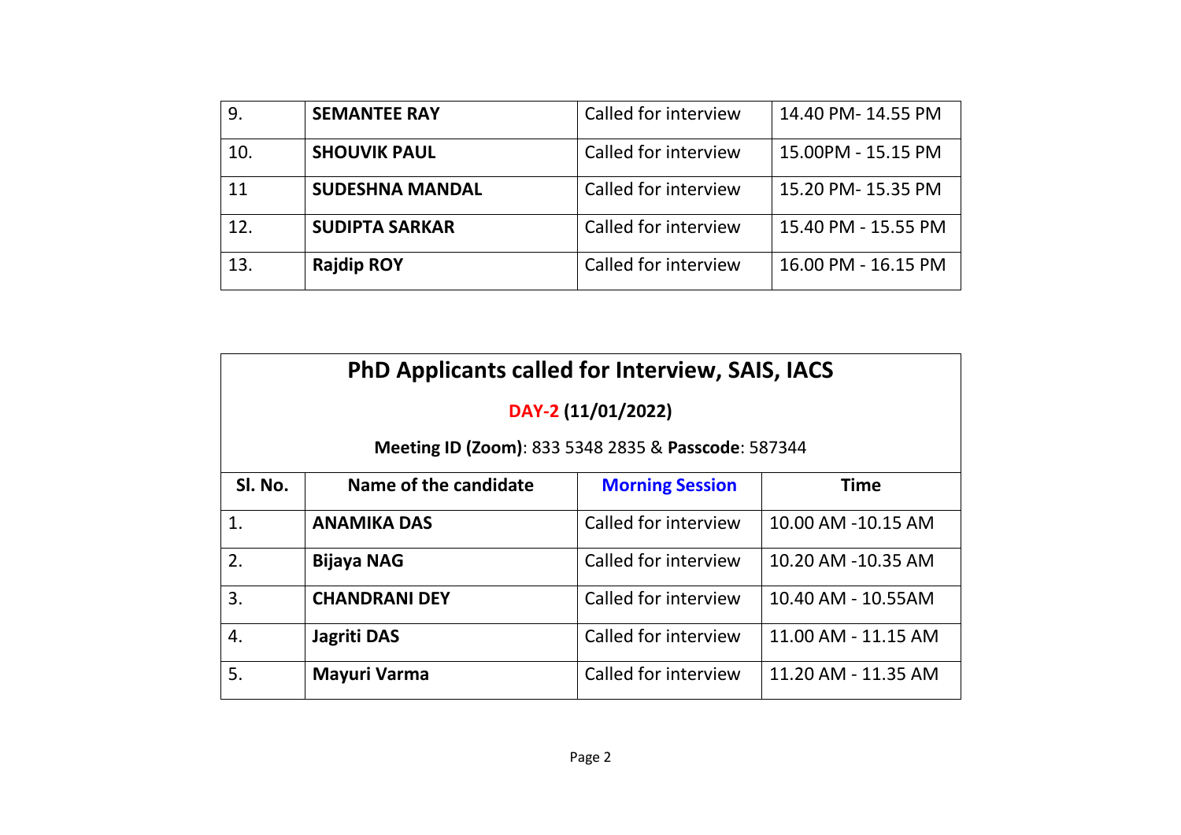| 9. | **SEMANTEE RAY** | Called for interview | 14.40 PM- 14.55 PM |
|---|---|---|---|
| 10. | **SHOUVIK PAUL** | Called for interview | 15.00PM - 15.15 PM |
| 11 | **SUDESHNA MANDAL** | Called for interview | 15.20 PM- 15.35 PM |
| 12. | **SUDIPTA SARKAR** | Called for interview | 15.40 PM - 15.55 PM |
| 13. | **Rajdip ROY** | Called for interview | 16.00 PM - 16.15 PM |

## PhD Applicants called for Interview, SAIS, IACS

**DAY-2 (11/01/2022)**

**Meeting ID (Zoom)**: 833 5348 2835 & **Passcode**: 587344

| Sl. No. | Name of the candidate | Morning Session | Time |
|---|---|---|---|
| 1. | **ANAMIKA DAS** | Called for interview | 10.00 AM -10.15 AM |
| 2. | **Bijaya NAG** | Called for interview | 10.20 AM -10.35 AM |
| 3. | **CHANDRANI DEY** | Called for interview | 10.40 AM - 10.55AM |
| 4. | **Jagriti DAS** | Called for interview | 11.00 AM - 11.15 AM |
| 5. | **Mayuri Varma** | Called for interview | 11.20 AM - 11.35 AM |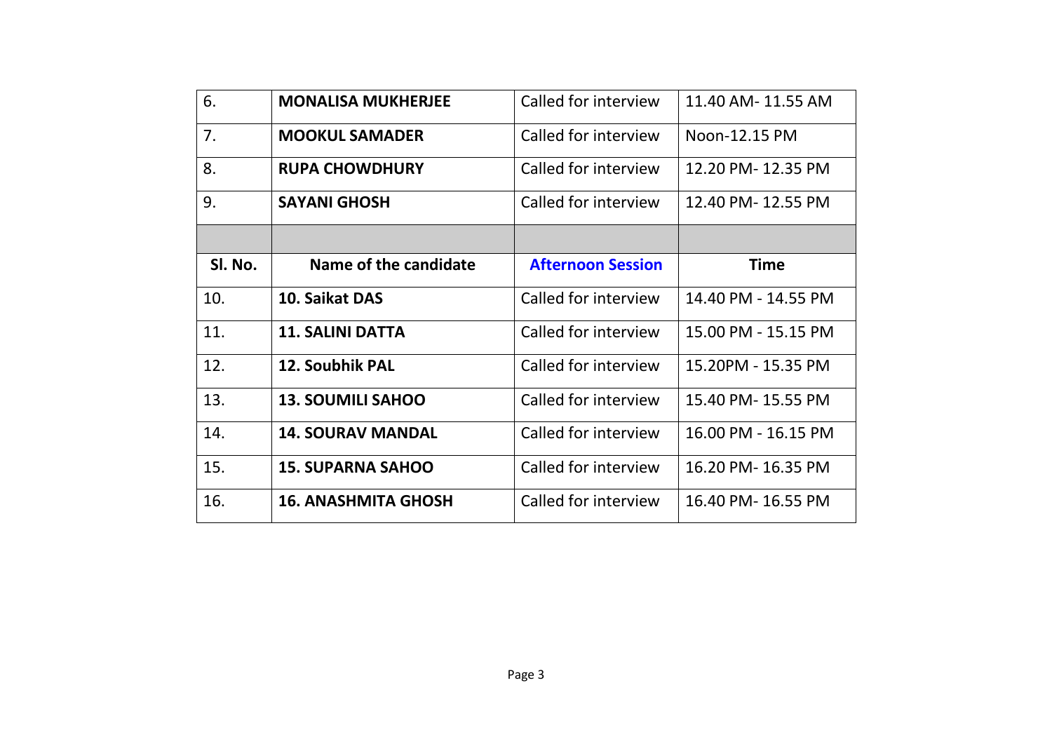| | | | |
|---|---|---|---|
| 6. | **MONALISA MUKHERJEE** | Called for interview | 11.40 AM- 11.55 AM |
| 7. | **MOOKUL SAMADER** | Called for interview | Noon-12.15 PM |
| 8. | **RUPA CHOWDHURY** | Called for interview | 12.20 PM- 12.35 PM |
| 9. | **SAYANI GHOSH** | Called for interview | 12.40 PM- 12.55 PM |
| | | | |
| **Sl. No.** | **Name of the candidate** | **Afternoon Session** | **Time** |
| 10. | **10. Saikat DAS** | Called for interview | 14.40 PM - 14.55 PM |
| 11. | **11. SALINI DATTA** | Called for interview | 15.00 PM - 15.15 PM |
| 12. | **12. Soubhik PAL** | Called for interview | 15.20PM - 15.35 PM |
| 13. | **13. SOUMILI SAHOO** | Called for interview | 15.40 PM- 15.55 PM |
| 14. | **14. SOURAV MANDAL** | Called for interview | 16.00 PM - 16.15 PM |
| 15. | **15. SUPARNA SAHOO** | Called for interview | 16.20 PM- 16.35 PM |
| 16. | **16. ANASHMITA GHOSH** | Called for interview | 16.40 PM- 16.55 PM |